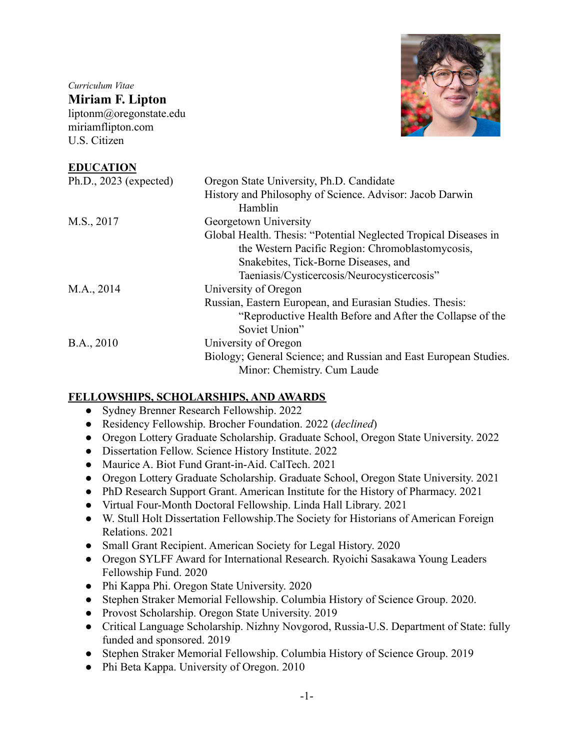*Curriculum Vitae*

**Miriam F. Lipton**

liptonm@oregonstate.edu
miriamflipton.com
U.S. Citizen

## EDUCATION

| | |
|---|---|
| Ph.D., 2023 (expected) | Oregon State University, Ph.D. Candidate<br>History and Philosophy of Science. Advisor: Jacob Darwin Hamblin |
| M.S., 2017 | Georgetown University<br>Global Health. Thesis: "Potential Neglected Tropical Diseases in the Western Pacific Region: Chromoblastomycosis, Snakebites, Tick-Borne Diseases, and Taeniasis/Cysticercosis/Neurocysticercosis" |
| M.A., 2014 | University of Oregon<br>Russian, Eastern European, and Eurasian Studies. Thesis: "Reproductive Health Before and After the Collapse of the Soviet Union" |
| B.A., 2010 | University of Oregon<br>Biology; General Science; and Russian and East European Studies. Minor: Chemistry. Cum Laude |

## FELLOWSHIPS, SCHOLARSHIPS, AND AWARDS

- Sydney Brenner Research Fellowship. 2022
- Residency Fellowship. Brocher Foundation. 2022 (*declined*)
- Oregon Lottery Graduate Scholarship. Graduate School, Oregon State University. 2022
- Dissertation Fellow. Science History Institute. 2022
- Maurice A. Biot Fund Grant-in-Aid. CalTech. 2021
- Oregon Lottery Graduate Scholarship. Graduate School, Oregon State University. 2021
- PhD Research Support Grant. American Institute for the History of Pharmacy. 2021
- Virtual Four-Month Doctoral Fellowship. Linda Hall Library. 2021
- W. Stull Holt Dissertation Fellowship.The Society for Historians of American Foreign Relations. 2021
- Small Grant Recipient. American Society for Legal History. 2020
- Oregon SYLFF Award for International Research. Ryoichi Sasakawa Young Leaders Fellowship Fund. 2020
- Phi Kappa Phi. Oregon State University. 2020
- Stephen Straker Memorial Fellowship. Columbia History of Science Group. 2020.
- Provost Scholarship. Oregon State University. 2019
- Critical Language Scholarship. Nizhny Novgorod, Russia-U.S. Department of State: fully funded and sponsored. 2019
- Stephen Straker Memorial Fellowship. Columbia History of Science Group. 2019
- Phi Beta Kappa. University of Oregon. 2010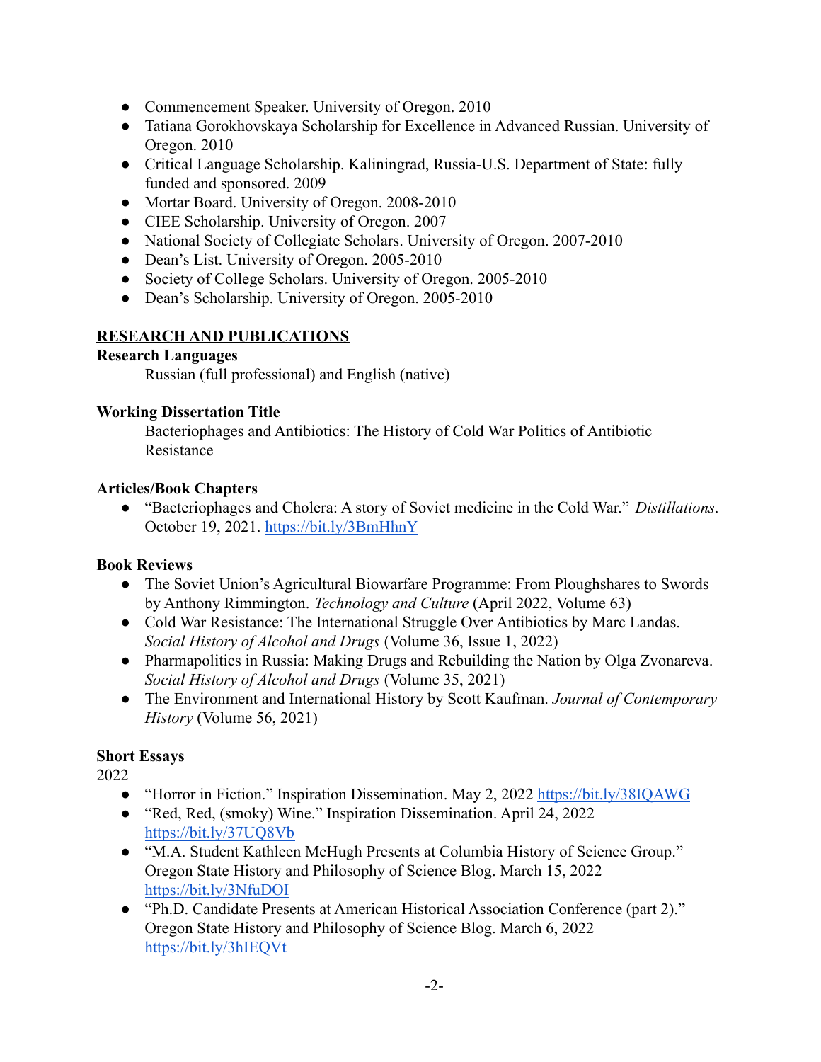- Commencement Speaker. University of Oregon. 2010
- Tatiana Gorokhovskaya Scholarship for Excellence in Advanced Russian. University of Oregon. 2010
- Critical Language Scholarship. Kaliningrad, Russia-U.S. Department of State: fully funded and sponsored. 2009
- Mortar Board. University of Oregon. 2008-2010
- CIEE Scholarship. University of Oregon. 2007
- National Society of Collegiate Scholars. University of Oregon. 2007-2010
- Dean's List. University of Oregon. 2005-2010
- Society of College Scholars. University of Oregon. 2005-2010
- Dean's Scholarship. University of Oregon. 2005-2010

## RESEARCH AND PUBLICATIONS

### Research Languages

Russian (full professional) and English (native)

### Working Dissertation Title

Bacteriophages and Antibiotics: The History of Cold War Politics of Antibiotic Resistance

### Articles/Book Chapters

- "Bacteriophages and Cholera: A story of Soviet medicine in the Cold War." *Distillations*. October 19, 2021. https://bit.ly/3BmHhnY

### Book Reviews

- The Soviet Union's Agricultural Biowarfare Programme: From Ploughshares to Swords by Anthony Rimmington. *Technology and Culture* (April 2022, Volume 63)
- Cold War Resistance: The International Struggle Over Antibiotics by Marc Landas. *Social History of Alcohol and Drugs* (Volume 36, Issue 1, 2022)
- Pharmapolitics in Russia: Making Drugs and Rebuilding the Nation by Olga Zvonareva. *Social History of Alcohol and Drugs* (Volume 35, 2021)
- The Environment and International History by Scott Kaufman. *Journal of Contemporary History* (Volume 56, 2021)

### Short Essays

2022

- "Horror in Fiction." Inspiration Dissemination. May 2, 2022 https://bit.ly/38IQAWG
- "Red, Red, (smoky) Wine." Inspiration Dissemination. April 24, 2022 https://bit.ly/37UQ8Vb
- "M.A. Student Kathleen McHugh Presents at Columbia History of Science Group." Oregon State History and Philosophy of Science Blog. March 15, 2022 https://bit.ly/3NfuDOI
- "Ph.D. Candidate Presents at American Historical Association Conference (part 2)." Oregon State History and Philosophy of Science Blog. March 6, 2022 https://bit.ly/3hIEQVt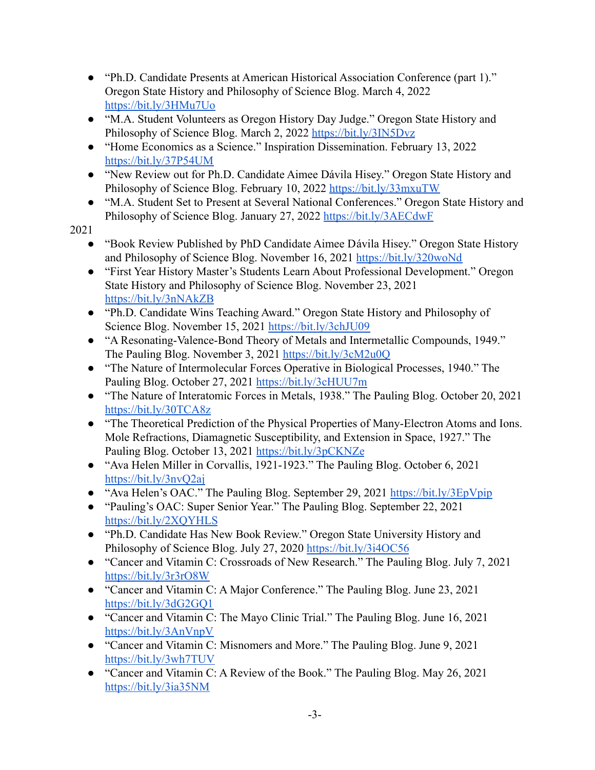- "Ph.D. Candidate Presents at American Historical Association Conference (part 1)." Oregon State History and Philosophy of Science Blog. March 4, 2022 https://bit.ly/3HMu7Uo
- "M.A. Student Volunteers as Oregon History Day Judge." Oregon State History and Philosophy of Science Blog. March 2, 2022 https://bit.ly/3IN5Dvz
- "Home Economics as a Science." Inspiration Dissemination. February 13, 2022 https://bit.ly/37P54UM
- "New Review out for Ph.D. Candidate Aimee Dávila Hisey." Oregon State History and Philosophy of Science Blog. February 10, 2022 https://bit.ly/33mxuTW
- "M.A. Student Set to Present at Several National Conferences." Oregon State History and Philosophy of Science Blog. January 27, 2022 https://bit.ly/3AECdwF

2021

- "Book Review Published by PhD Candidate Aimee Dávila Hisey." Oregon State History and Philosophy of Science Blog. November 16, 2021 https://bit.ly/320woNd
- "First Year History Master's Students Learn About Professional Development." Oregon State History and Philosophy of Science Blog. November 23, 2021 https://bit.ly/3nNAkZB
- "Ph.D. Candidate Wins Teaching Award." Oregon State History and Philosophy of Science Blog. November 15, 2021 https://bit.ly/3chJU09
- "A Resonating-Valence-Bond Theory of Metals and Intermetallic Compounds, 1949." The Pauling Blog. November 3, 2021 https://bit.ly/3cM2u0Q
- "The Nature of Intermolecular Forces Operative in Biological Processes, 1940." The Pauling Blog. October 27, 2021 https://bit.ly/3cHUU7m
- "The Nature of Interatomic Forces in Metals, 1938." The Pauling Blog. October 20, 2021 https://bit.ly/30TCA8z
- "The Theoretical Prediction of the Physical Properties of Many-Electron Atoms and Ions. Mole Refractions, Diamagnetic Susceptibility, and Extension in Space, 1927." The Pauling Blog. October 13, 2021 https://bit.ly/3pCKNZe
- "Ava Helen Miller in Corvallis, 1921-1923." The Pauling Blog. October 6, 2021 https://bit.ly/3nvQ2aj
- "Ava Helen's OAC." The Pauling Blog. September 29, 2021 https://bit.ly/3EpVpip
- "Pauling's OAC: Super Senior Year." The Pauling Blog. September 22, 2021 https://bit.ly/2XQYHLS
- "Ph.D. Candidate Has New Book Review." Oregon State University History and Philosophy of Science Blog. July 27, 2020 https://bit.ly/3i4OC56
- "Cancer and Vitamin C: Crossroads of New Research." The Pauling Blog. July 7, 2021 https://bit.ly/3r3rO8W
- "Cancer and Vitamin C: A Major Conference." The Pauling Blog. June 23, 2021 https://bit.ly/3dG2GQ1
- "Cancer and Vitamin C: The Mayo Clinic Trial." The Pauling Blog. June 16, 2021 https://bit.ly/3AnVnpV
- "Cancer and Vitamin C: Misnomers and More." The Pauling Blog. June 9, 2021 https://bit.ly/3wh7TUV
- "Cancer and Vitamin C: A Review of the Book." The Pauling Blog. May 26, 2021 https://bit.ly/3ia35NM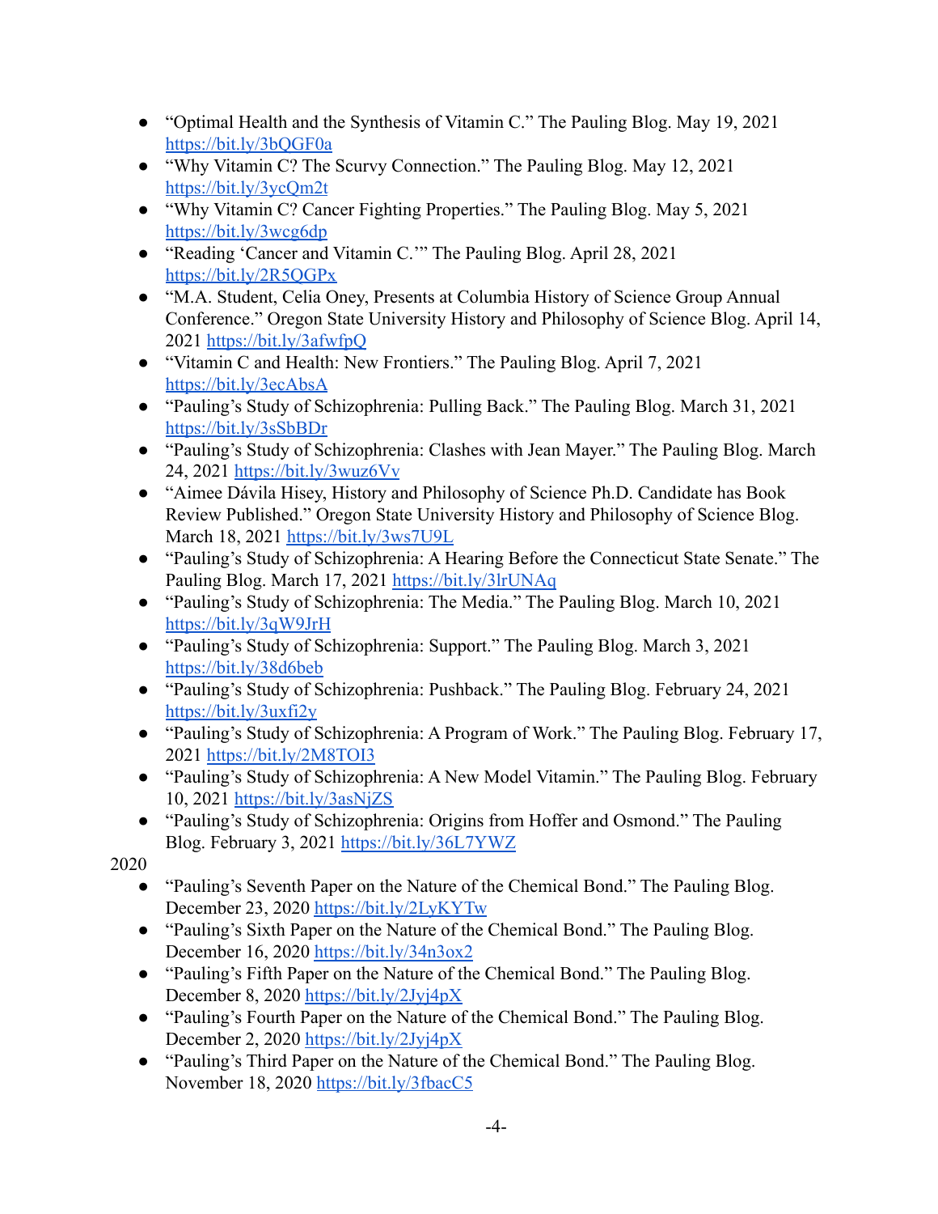- “Optimal Health and the Synthesis of Vitamin C.” The Pauling Blog. May 19, 2021 https://bit.ly/3bQGF0a
- “Why Vitamin C? The Scurvy Connection.” The Pauling Blog. May 12, 2021 https://bit.ly/3ycQm2t
- “Why Vitamin C? Cancer Fighting Properties.” The Pauling Blog. May 5, 2021 https://bit.ly/3wcg6dp
- “Reading ‘Cancer and Vitamin C.’” The Pauling Blog. April 28, 2021 https://bit.ly/2R5QGPx
- “M.A. Student, Celia Oney, Presents at Columbia History of Science Group Annual Conference.” Oregon State University History and Philosophy of Science Blog. April 14, 2021 https://bit.ly/3afwfpQ
- “Vitamin C and Health: New Frontiers.” The Pauling Blog. April 7, 2021 https://bit.ly/3ecAbsA
- “Pauling’s Study of Schizophrenia: Pulling Back.” The Pauling Blog. March 31, 2021 https://bit.ly/3sSbBDr
- “Pauling’s Study of Schizophrenia: Clashes with Jean Mayer.” The Pauling Blog. March 24, 2021 https://bit.ly/3wuz6Vv
- “Aimee Dávila Hisey, History and Philosophy of Science Ph.D. Candidate has Book Review Published.” Oregon State University History and Philosophy of Science Blog. March 18, 2021 https://bit.ly/3ws7U9L
- “Pauling’s Study of Schizophrenia: A Hearing Before the Connecticut State Senate.” The Pauling Blog. March 17, 2021 https://bit.ly/3lrUNAq
- “Pauling’s Study of Schizophrenia: The Media.” The Pauling Blog. March 10, 2021 https://bit.ly/3qW9JrH
- “Pauling’s Study of Schizophrenia: Support.” The Pauling Blog. March 3, 2021 https://bit.ly/38d6beb
- “Pauling’s Study of Schizophrenia: Pushback.” The Pauling Blog. February 24, 2021 https://bit.ly/3uxfi2y
- “Pauling’s Study of Schizophrenia: A Program of Work.” The Pauling Blog. February 17, 2021 https://bit.ly/2M8TOI3
- “Pauling’s Study of Schizophrenia: A New Model Vitamin.” The Pauling Blog. February 10, 2021 https://bit.ly/3asNjZS
- “Pauling’s Study of Schizophrenia: Origins from Hoffer and Osmond.” The Pauling Blog. February 3, 2021 https://bit.ly/36L7YWZ

2020

- “Pauling’s Seventh Paper on the Nature of the Chemical Bond.” The Pauling Blog. December 23, 2020 https://bit.ly/2LyKYTw
- “Pauling’s Sixth Paper on the Nature of the Chemical Bond.” The Pauling Blog. December 16, 2020 https://bit.ly/34n3ox2
- “Pauling’s Fifth Paper on the Nature of the Chemical Bond.” The Pauling Blog. December 8, 2020 https://bit.ly/2Jyj4pX
- “Pauling’s Fourth Paper on the Nature of the Chemical Bond.” The Pauling Blog. December 2, 2020 https://bit.ly/2Jyj4pX
- “Pauling’s Third Paper on the Nature of the Chemical Bond.” The Pauling Blog. November 18, 2020 https://bit.ly/3fbacC5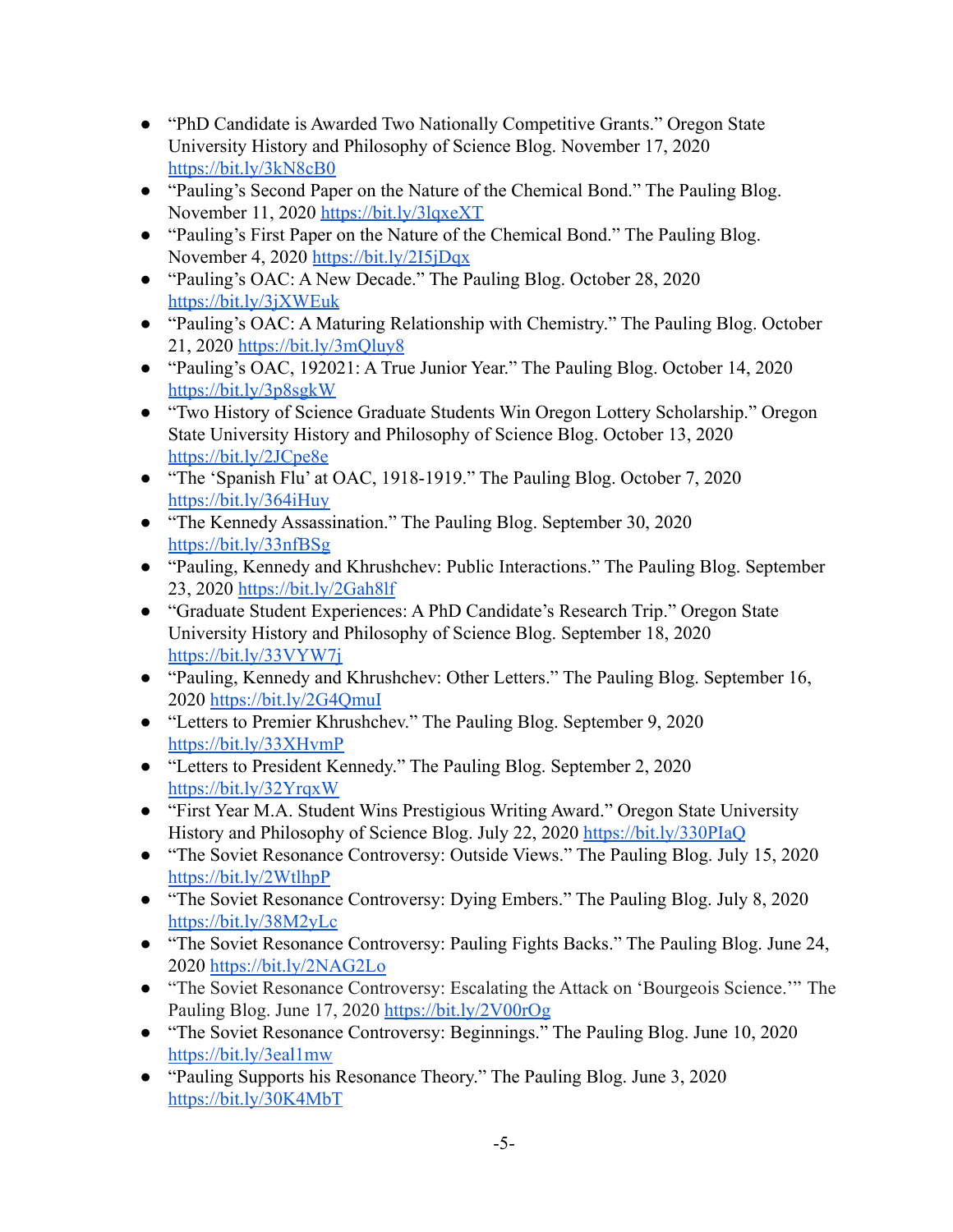- "PhD Candidate is Awarded Two Nationally Competitive Grants." Oregon State University History and Philosophy of Science Blog. November 17, 2020 https://bit.ly/3kN8cB0
- "Pauling's Second Paper on the Nature of the Chemical Bond." The Pauling Blog. November 11, 2020 https://bit.ly/3lqxeXT
- "Pauling's First Paper on the Nature of the Chemical Bond." The Pauling Blog. November 4, 2020 https://bit.ly/2I5jDqx
- "Pauling's OAC: A New Decade." The Pauling Blog. October 28, 2020 https://bit.ly/3jXWEuk
- "Pauling's OAC: A Maturing Relationship with Chemistry." The Pauling Blog. October 21, 2020 https://bit.ly/3mQluy8
- "Pauling's OAC, 192021: A True Junior Year." The Pauling Blog. October 14, 2020 https://bit.ly/3p8sgkW
- "Two History of Science Graduate Students Win Oregon Lottery Scholarship." Oregon State University History and Philosophy of Science Blog. October 13, 2020 https://bit.ly/2JCpe8e
- "The 'Spanish Flu' at OAC, 1918-1919." The Pauling Blog. October 7, 2020 https://bit.ly/364iHuy
- "The Kennedy Assassination." The Pauling Blog. September 30, 2020 https://bit.ly/33nfBSg
- "Pauling, Kennedy and Khrushchev: Public Interactions." The Pauling Blog. September 23, 2020 https://bit.ly/2Gah8lf
- "Graduate Student Experiences: A PhD Candidate's Research Trip." Oregon State University History and Philosophy of Science Blog. September 18, 2020 https://bit.ly/33VYW7j
- "Pauling, Kennedy and Khrushchev: Other Letters." The Pauling Blog. September 16, 2020 https://bit.ly/2G4QmuI
- "Letters to Premier Khrushchev." The Pauling Blog. September 9, 2020 https://bit.ly/33XHvmP
- "Letters to President Kennedy." The Pauling Blog. September 2, 2020 https://bit.ly/32YrqxW
- "First Year M.A. Student Wins Prestigious Writing Award." Oregon State University History and Philosophy of Science Blog. July 22, 2020 https://bit.ly/330PIaQ
- "The Soviet Resonance Controversy: Outside Views." The Pauling Blog. July 15, 2020 https://bit.ly/2WtlhpP
- "The Soviet Resonance Controversy: Dying Embers." The Pauling Blog. July 8, 2020 https://bit.ly/38M2yLc
- "The Soviet Resonance Controversy: Pauling Fights Backs." The Pauling Blog. June 24, 2020 https://bit.ly/2NAG2Lo
- "The Soviet Resonance Controversy: Escalating the Attack on 'Bourgeois Science.'" The Pauling Blog. June 17, 2020 https://bit.ly/2V00rOg
- "The Soviet Resonance Controversy: Beginnings." The Pauling Blog. June 10, 2020 https://bit.ly/3eal1mw
- "Pauling Supports his Resonance Theory." The Pauling Blog. June 3, 2020 https://bit.ly/30K4MbT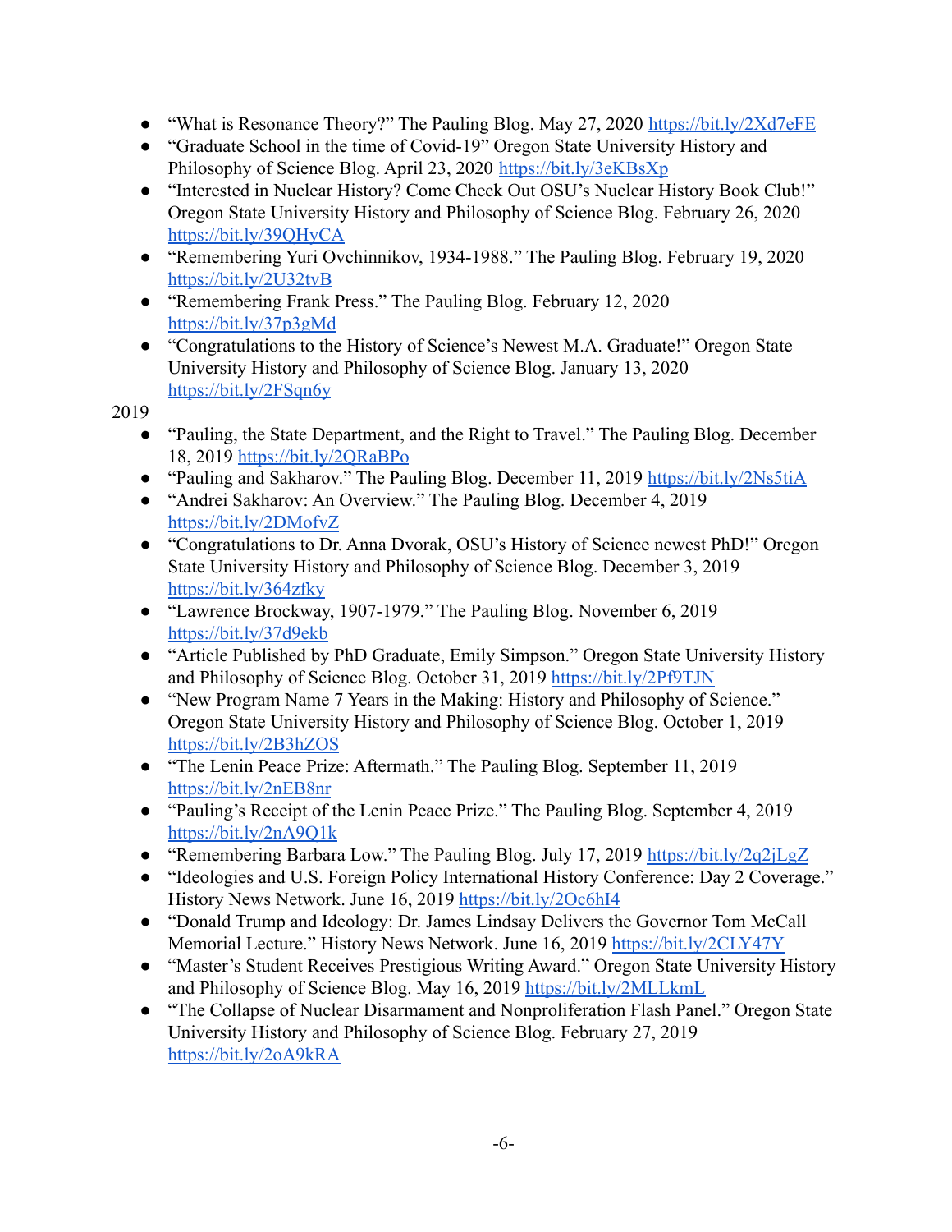- "What is Resonance Theory?" The Pauling Blog. May 27, 2020 https://bit.ly/2Xd7eFE
- "Graduate School in the time of Covid-19" Oregon State University History and Philosophy of Science Blog. April 23, 2020 https://bit.ly/3eKBsXp
- "Interested in Nuclear History? Come Check Out OSU's Nuclear History Book Club!" Oregon State University History and Philosophy of Science Blog. February 26, 2020 https://bit.ly/39QHyCA
- "Remembering Yuri Ovchinnikov, 1934-1988." The Pauling Blog. February 19, 2020 https://bit.ly/2U32tvB
- "Remembering Frank Press." The Pauling Blog. February 12, 2020 https://bit.ly/37p3gMd
- "Congratulations to the History of Science's Newest M.A. Graduate!" Oregon State University History and Philosophy of Science Blog. January 13, 2020 https://bit.ly/2FSqn6y

2019

- "Pauling, the State Department, and the Right to Travel." The Pauling Blog. December 18, 2019 https://bit.ly/2QRaBPo
- "Pauling and Sakharov." The Pauling Blog. December 11, 2019 https://bit.ly/2Ns5tiA
- "Andrei Sakharov: An Overview." The Pauling Blog. December 4, 2019 https://bit.ly/2DMofvZ
- "Congratulations to Dr. Anna Dvorak, OSU's History of Science newest PhD!" Oregon State University History and Philosophy of Science Blog. December 3, 2019 https://bit.ly/364zfky
- "Lawrence Brockway, 1907-1979." The Pauling Blog. November 6, 2019 https://bit.ly/37d9ekb
- "Article Published by PhD Graduate, Emily Simpson." Oregon State University History and Philosophy of Science Blog. October 31, 2019 https://bit.ly/2Pf9TJN
- "New Program Name 7 Years in the Making: History and Philosophy of Science." Oregon State University History and Philosophy of Science Blog. October 1, 2019 https://bit.ly/2B3hZOS
- "The Lenin Peace Prize: Aftermath." The Pauling Blog. September 11, 2019 https://bit.ly/2nEB8nr
- "Pauling's Receipt of the Lenin Peace Prize." The Pauling Blog. September 4, 2019 https://bit.ly/2nA9Q1k
- "Remembering Barbara Low." The Pauling Blog. July 17, 2019 https://bit.ly/2q2jLgZ
- "Ideologies and U.S. Foreign Policy International History Conference: Day 2 Coverage." History News Network. June 16, 2019 https://bit.ly/2Oc6hI4
- "Donald Trump and Ideology: Dr. James Lindsay Delivers the Governor Tom McCall Memorial Lecture." History News Network. June 16, 2019 https://bit.ly/2CLY47Y
- "Master's Student Receives Prestigious Writing Award." Oregon State University History and Philosophy of Science Blog. May 16, 2019 https://bit.ly/2MLLkmL
- "The Collapse of Nuclear Disarmament and Nonproliferation Flash Panel." Oregon State University History and Philosophy of Science Blog. February 27, 2019 https://bit.ly/2oA9kRA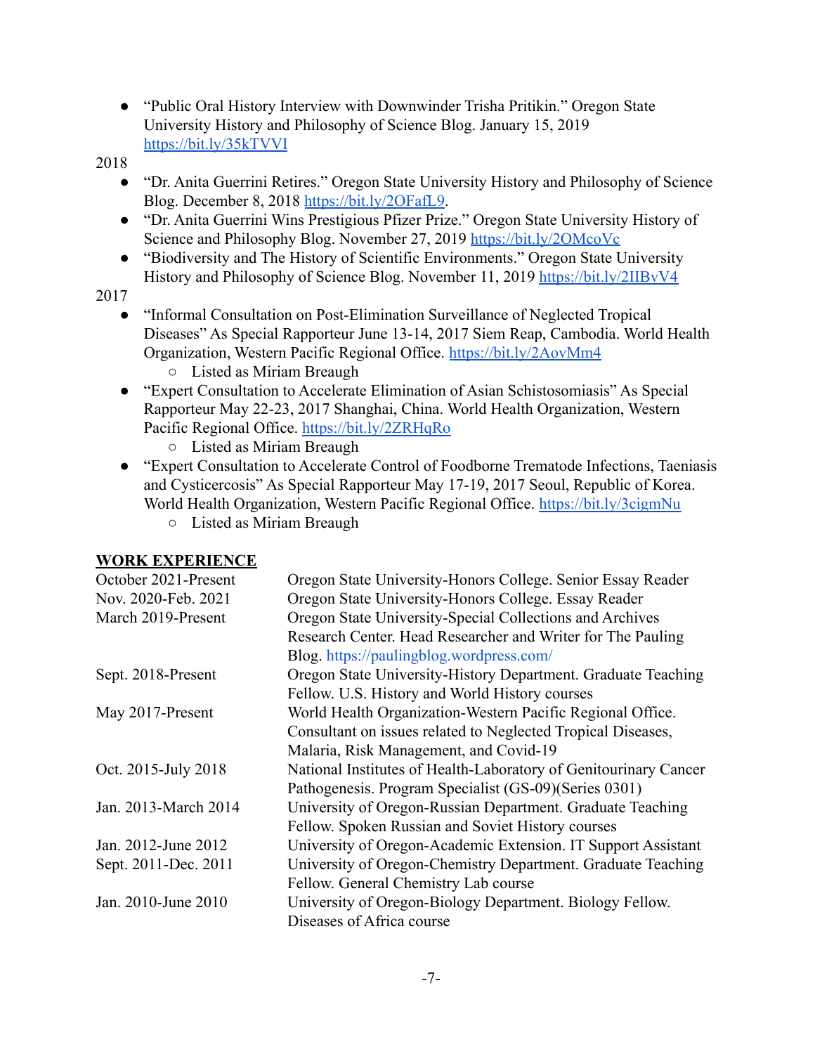- "Public Oral History Interview with Downwinder Trisha Pritikin." Oregon State University History and Philosophy of Science Blog. January 15, 2019 https://bit.ly/35kTVVI

2018

- "Dr. Anita Guerrini Retires." Oregon State University History and Philosophy of Science Blog. December 8, 2018 https://bit.ly/2OFafL9.
- "Dr. Anita Guerrini Wins Prestigious Pfizer Prize." Oregon State University History of Science and Philosophy Blog. November 27, 2019 https://bit.ly/2OMcoVc
- "Biodiversity and The History of Scientific Environments." Oregon State University History and Philosophy of Science Blog. November 11, 2019 https://bit.ly/2IIBvV4

2017

- "Informal Consultation on Post-Elimination Surveillance of Neglected Tropical Diseases" As Special Rapporteur June 13-14, 2017 Siem Reap, Cambodia. World Health Organization, Western Pacific Regional Office. https://bit.ly/2AovMm4
    - Listed as Miriam Breaugh
- "Expert Consultation to Accelerate Elimination of Asian Schistosomiasis" As Special Rapporteur May 22-23, 2017 Shanghai, China. World Health Organization, Western Pacific Regional Office. https://bit.ly/2ZRHqRo
    - Listed as Miriam Breaugh
- "Expert Consultation to Accelerate Control of Foodborne Trematode Infections, Taeniasis and Cysticercosis" As Special Rapporteur May 17-19, 2017 Seoul, Republic of Korea. World Health Organization, Western Pacific Regional Office. https://bit.ly/3cigmNu
    - Listed as Miriam Breaugh

## WORK EXPERIENCE

| | |
|---|---|
| October 2021-Present | Oregon State University-Honors College. Senior Essay Reader |
| Nov. 2020-Feb. 2021 | Oregon State University-Honors College. Essay Reader |
| March 2019-Present | Oregon State University-Special Collections and Archives Research Center. Head Researcher and Writer for The Pauling Blog. https://paulingblog.wordpress.com/ |
| Sept. 2018-Present | Oregon State University-History Department. Graduate Teaching Fellow. U.S. History and World History courses |
| May 2017-Present | World Health Organization-Western Pacific Regional Office. Consultant on issues related to Neglected Tropical Diseases, Malaria, Risk Management, and Covid-19 |
| Oct. 2015-July 2018 | National Institutes of Health-Laboratory of Genitourinary Cancer Pathogenesis. Program Specialist (GS-09)(Series 0301) |
| Jan. 2013-March 2014 | University of Oregon-Russian Department. Graduate Teaching Fellow. Spoken Russian and Soviet History courses |
| Jan. 2012-June 2012 | University of Oregon-Academic Extension. IT Support Assistant |
| Sept. 2011-Dec. 2011 | University of Oregon-Chemistry Department. Graduate Teaching Fellow. General Chemistry Lab course |
| Jan. 2010-June 2010 | University of Oregon-Biology Department. Biology Fellow. Diseases of Africa course |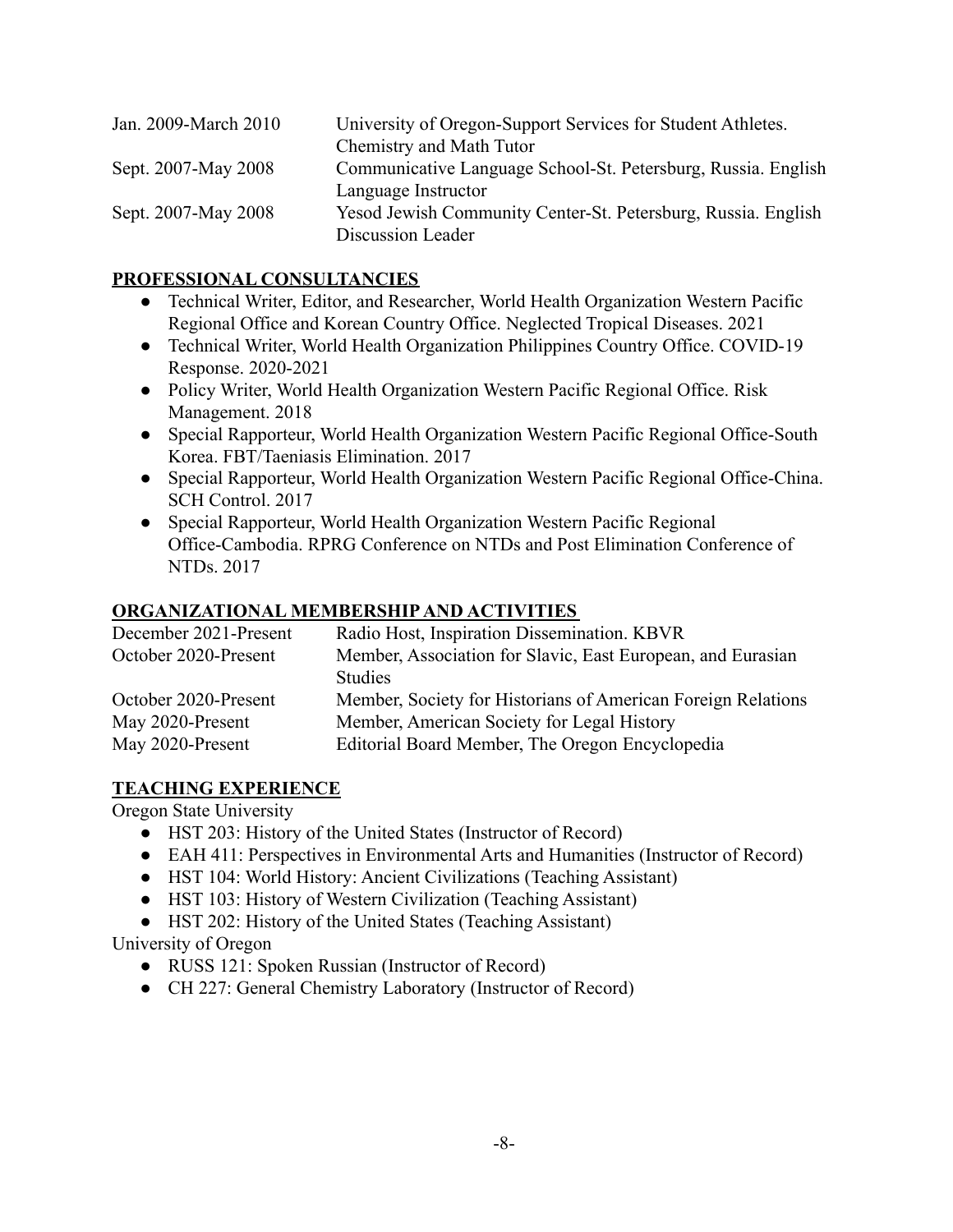| | |
|---|---|
| Jan. 2009-March 2010 | University of Oregon-Support Services for Student Athletes. Chemistry and Math Tutor |
| Sept. 2007-May 2008 | Communicative Language School-St. Petersburg, Russia. English Language Instructor |
| Sept. 2007-May 2008 | Yesod Jewish Community Center-St. Petersburg, Russia. English Discussion Leader |

## PROFESSIONAL CONSULTANCIES

- Technical Writer, Editor, and Researcher, World Health Organization Western Pacific Regional Office and Korean Country Office. Neglected Tropical Diseases. 2021
- Technical Writer, World Health Organization Philippines Country Office. COVID-19 Response. 2020-2021
- Policy Writer, World Health Organization Western Pacific Regional Office. Risk Management. 2018
- Special Rapporteur, World Health Organization Western Pacific Regional Office-South Korea. FBT/Taeniasis Elimination. 2017
- Special Rapporteur, World Health Organization Western Pacific Regional Office-China. SCH Control. 2017
- Special Rapporteur, World Health Organization Western Pacific Regional Office-Cambodia. RPRG Conference on NTDs and Post Elimination Conference of NTDs. 2017

## ORGANIZATIONAL MEMBERSHIP AND ACTIVITIES

| | |
|---|---|
| December 2021-Present | Radio Host, Inspiration Dissemination. KBVR |
| October 2020-Present | Member, Association for Slavic, East European, and Eurasian Studies |
| October 2020-Present | Member, Society for Historians of American Foreign Relations |
| May 2020-Present | Member, American Society for Legal History |
| May 2020-Present | Editorial Board Member, The Oregon Encyclopedia |

## TEACHING EXPERIENCE

Oregon State University

- HST 203: History of the United States (Instructor of Record)
- EAH 411: Perspectives in Environmental Arts and Humanities (Instructor of Record)
- HST 104: World History: Ancient Civilizations (Teaching Assistant)
- HST 103: History of Western Civilization (Teaching Assistant)
- HST 202: History of the United States (Teaching Assistant)

University of Oregon

- RUSS 121: Spoken Russian (Instructor of Record)
- CH 227: General Chemistry Laboratory (Instructor of Record)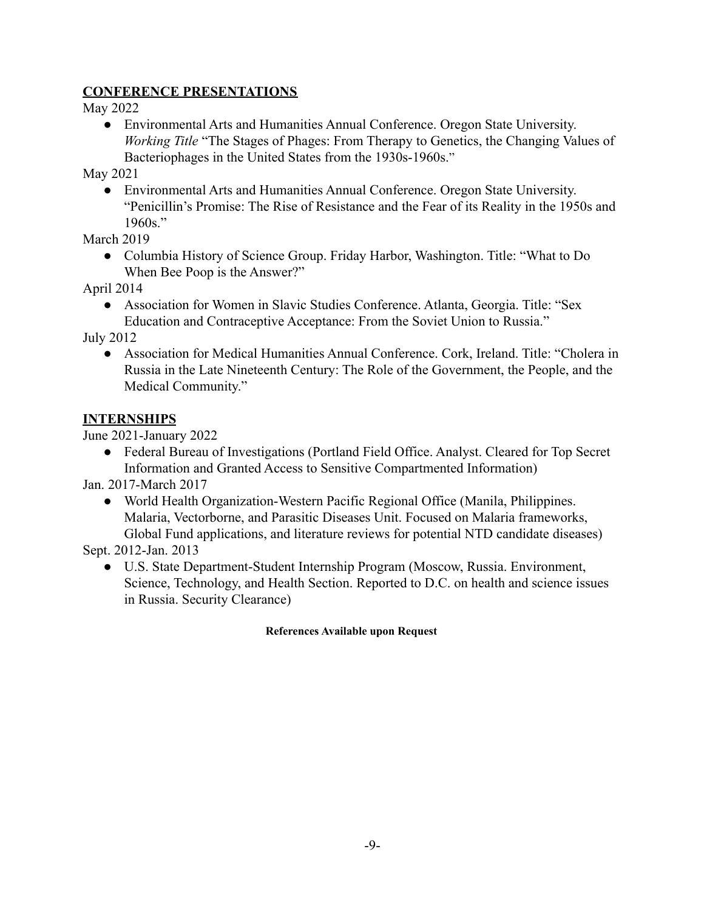## CONFERENCE PRESENTATIONS

May 2022

- Environmental Arts and Humanities Annual Conference. Oregon State University. *Working Title* "The Stages of Phages: From Therapy to Genetics, the Changing Values of Bacteriophages in the United States from the 1930s-1960s."

May 2021

- Environmental Arts and Humanities Annual Conference. Oregon State University. "Penicillin's Promise: The Rise of Resistance and the Fear of its Reality in the 1950s and 1960s."

March 2019

- Columbia History of Science Group. Friday Harbor, Washington. Title: "What to Do When Bee Poop is the Answer?"

April 2014

- Association for Women in Slavic Studies Conference. Atlanta, Georgia. Title: "Sex Education and Contraceptive Acceptance: From the Soviet Union to Russia."

July 2012

- Association for Medical Humanities Annual Conference. Cork, Ireland. Title: "Cholera in Russia in the Late Nineteenth Century: The Role of the Government, the People, and the Medical Community."

## INTERNSHIPS

June 2021-January 2022

- Federal Bureau of Investigations (Portland Field Office. Analyst. Cleared for Top Secret Information and Granted Access to Sensitive Compartmented Information)

Jan. 2017-March 2017

- World Health Organization-Western Pacific Regional Office (Manila, Philippines. Malaria, Vectorborne, and Parasitic Diseases Unit. Focused on Malaria frameworks, Global Fund applications, and literature reviews for potential NTD candidate diseases)

Sept. 2012-Jan. 2013

- U.S. State Department-Student Internship Program (Moscow, Russia. Environment, Science, Technology, and Health Section. Reported to D.C. on health and science issues in Russia. Security Clearance)

**References Available upon Request**